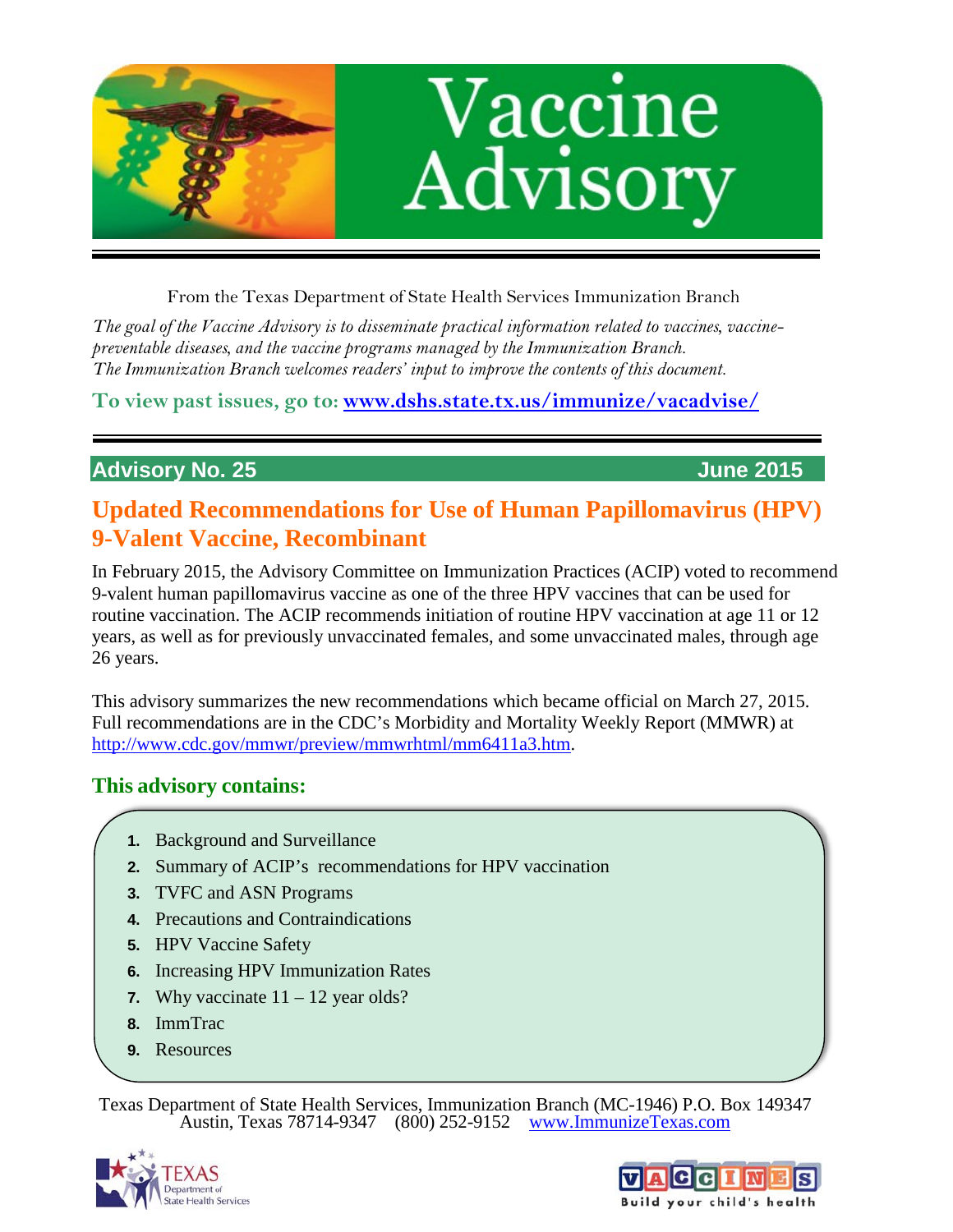# Vaccine Advisory

From the Texas Department of State Health Services Immunization Branch

*The goal of the Vaccine Advisory is to disseminate practical information related to vaccines, vaccine-preventable diseases, and the vaccine programs managed by the Immunization Branch.*
*The Immunization Branch welcomes readers' input to improve the contents of this document.*

**To view past issues, go to: [www.dshs.state.tx.us/immunize/vacadvise/](www.dshs.state.tx.us/immunize/vacadvise/)**

**Advisory No. 25** **June 2015**

## Updated Recommendations for Use of Human Papillomavirus (HPV) 9-Valent Vaccine, Recombinant

In February 2015, the Advisory Committee on Immunization Practices (ACIP) voted to recommend 9-valent human papillomavirus vaccine as one of the three HPV vaccines that can be used for routine vaccination. The ACIP recommends initiation of routine HPV vaccination at age 11 or 12 years, as well as for previously unvaccinated females, and some unvaccinated males, through age 26 years.

This advisory summarizes the new recommendations which became official on March 27, 2015. Full recommendations are in the CDC's Morbidity and Mortality Weekly Report (MMWR) at [http://www.cdc.gov/mmwr/preview/mmwrhtml/mm6411a3.htm](http://www.cdc.gov/mmwr/preview/mmwrhtml/mm6411a3.htm).

### This advisory contains:

1. Background and Surveillance
2. Summary of ACIP's recommendations for HPV vaccination
3. TVFC and ASN Programs
4. Precautions and Contraindications
5. HPV Vaccine Safety
6. Increasing HPV Immunization Rates
7. Why vaccinate 11 – 12 year olds?
8. ImmTrac
9. Resources

Texas Department of State Health Services, Immunization Branch (MC-1946) P.O. Box 149347
Austin, Texas 78714-9347 (800) 252-9152 [www.ImmunizeTexas.com](www.ImmunizeTexas.com)

TEXAS Department of State Health Services

VACCINES Build your child's health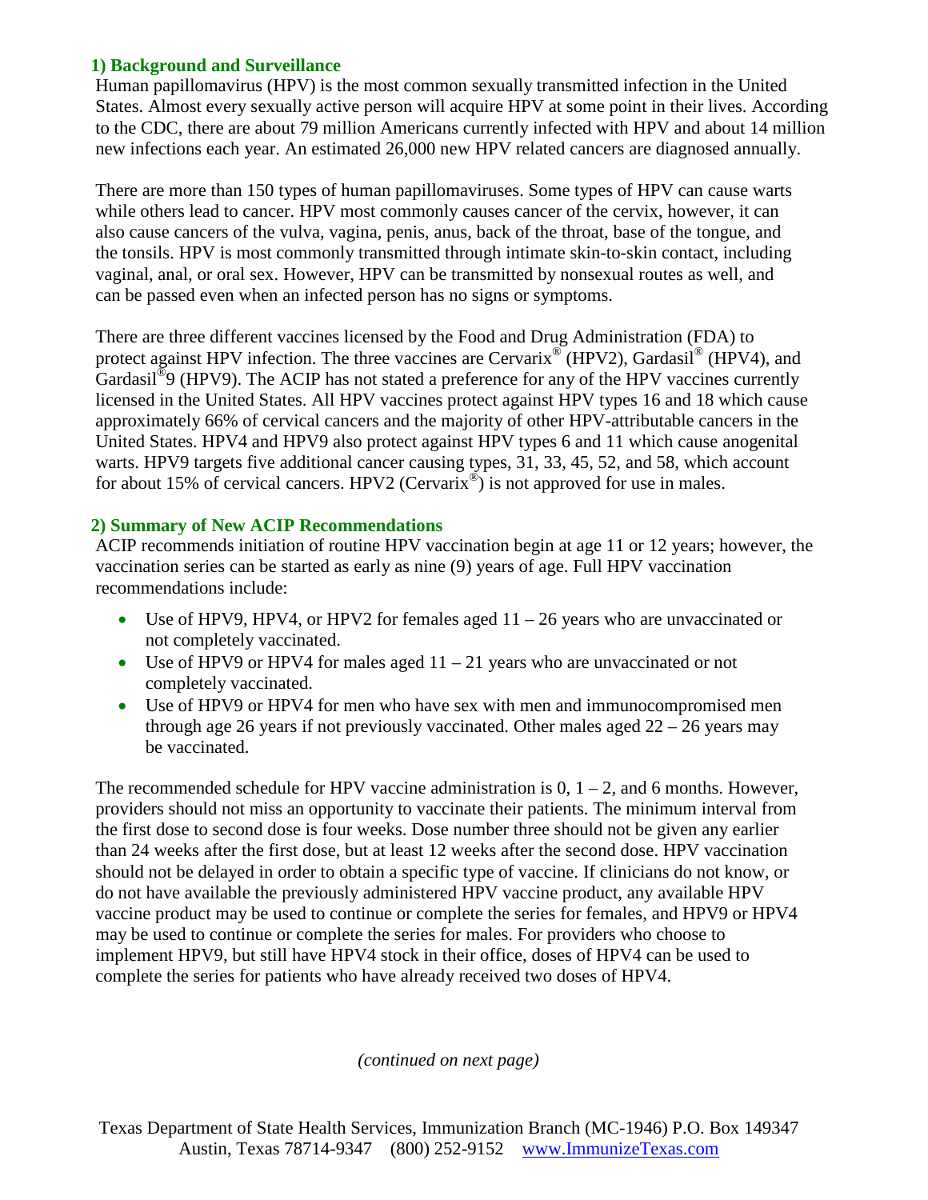## 1) Background and Surveillance

Human papillomavirus (HPV) is the most common sexually transmitted infection in the United States. Almost every sexually active person will acquire HPV at some point in their lives. According to the CDC, there are about 79 million Americans currently infected with HPV and about 14 million new infections each year. An estimated 26,000 new HPV related cancers are diagnosed annually.

There are more than 150 types of human papillomaviruses. Some types of HPV can cause warts while others lead to cancer. HPV most commonly causes cancer of the cervix, however, it can also cause cancers of the vulva, vagina, penis, anus, back of the throat, base of the tongue, and the tonsils. HPV is most commonly transmitted through intimate skin-to-skin contact, including vaginal, anal, or oral sex. However, HPV can be transmitted by nonsexual routes as well, and can be passed even when an infected person has no signs or symptoms.

There are three different vaccines licensed by the Food and Drug Administration (FDA) to protect against HPV infection. The three vaccines are Cervarix® (HPV2), Gardasil® (HPV4), and Gardasil®9 (HPV9). The ACIP has not stated a preference for any of the HPV vaccines currently licensed in the United States. All HPV vaccines protect against HPV types 16 and 18 which cause approximately 66% of cervical cancers and the majority of other HPV-attributable cancers in the United States. HPV4 and HPV9 also protect against HPV types 6 and 11 which cause anogenital warts. HPV9 targets five additional cancer causing types, 31, 33, 45, 52, and 58, which account for about 15% of cervical cancers. HPV2 (Cervarix®) is not approved for use in males.

## 2) Summary of New ACIP Recommendations

ACIP recommends initiation of routine HPV vaccination begin at age 11 or 12 years; however, the vaccination series can be started as early as nine (9) years of age. Full HPV vaccination recommendations include:

- Use of HPV9, HPV4, or HPV2 for females aged 11 – 26 years who are unvaccinated or not completely vaccinated.
- Use of HPV9 or HPV4 for males aged 11 – 21 years who are unvaccinated or not completely vaccinated.
- Use of HPV9 or HPV4 for men who have sex with men and immunocompromised men through age 26 years if not previously vaccinated. Other males aged 22 – 26 years may be vaccinated.

The recommended schedule for HPV vaccine administration is 0, 1 – 2, and 6 months. However, providers should not miss an opportunity to vaccinate their patients. The minimum interval from the first dose to second dose is four weeks. Dose number three should not be given any earlier than 24 weeks after the first dose, but at least 12 weeks after the second dose. HPV vaccination should not be delayed in order to obtain a specific type of vaccine. If clinicians do not know, or do not have available the previously administered HPV vaccine product, any available HPV vaccine product may be used to continue or complete the series for females, and HPV9 or HPV4 may be used to continue or complete the series for males. For providers who choose to implement HPV9, but still have HPV4 stock in their office, doses of HPV4 can be used to complete the series for patients who have already received two doses of HPV4.

*(continued on next page)*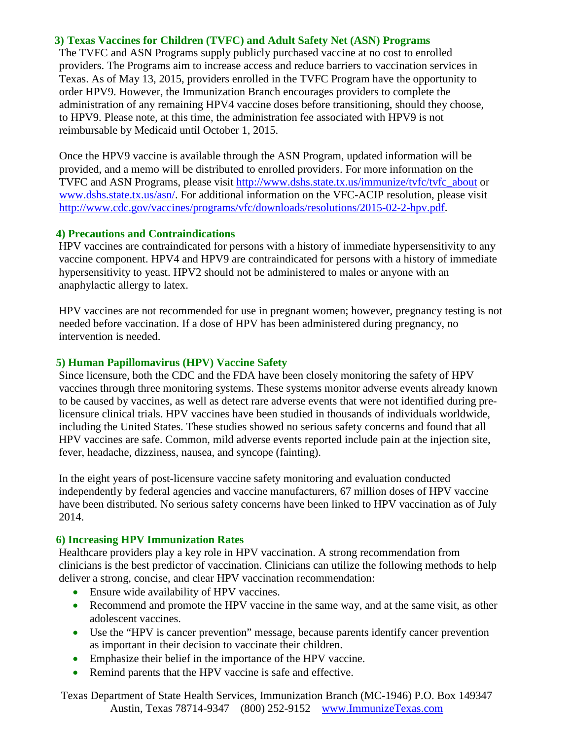### 3) Texas Vaccines for Children (TVFC) and Adult Safety Net (ASN) Programs

The TVFC and ASN Programs supply publicly purchased vaccine at no cost to enrolled providers. The Programs aim to increase access and reduce barriers to vaccination services in Texas. As of May 13, 2015, providers enrolled in the TVFC Program have the opportunity to order HPV9. However, the Immunization Branch encourages providers to complete the administration of any remaining HPV4 vaccine doses before transitioning, should they choose, to HPV9. Please note, at this time, the administration fee associated with HPV9 is not reimbursable by Medicaid until October 1, 2015.

Once the HPV9 vaccine is available through the ASN Program, updated information will be provided, and a memo will be distributed to enrolled providers. For more information on the TVFC and ASN Programs, please visit http://www.dshs.state.tx.us/immunize/tvfc/tvfc_about or www.dshs.state.tx.us/asn/. For additional information on the VFC-ACIP resolution, please visit http://www.cdc.gov/vaccines/programs/vfc/downloads/resolutions/2015-02-2-hpv.pdf.

### 4) Precautions and Contraindications

HPV vaccines are contraindicated for persons with a history of immediate hypersensitivity to any vaccine component. HPV4 and HPV9 are contraindicated for persons with a history of immediate hypersensitivity to yeast. HPV2 should not be administered to males or anyone with an anaphylactic allergy to latex.

HPV vaccines are not recommended for use in pregnant women; however, pregnancy testing is not needed before vaccination. If a dose of HPV has been administered during pregnancy, no intervention is needed.

### 5) Human Papillomavirus (HPV) Vaccine Safety

Since licensure, both the CDC and the FDA have been closely monitoring the safety of HPV vaccines through three monitoring systems. These systems monitor adverse events already known to be caused by vaccines, as well as detect rare adverse events that were not identified during pre-licensure clinical trials. HPV vaccines have been studied in thousands of individuals worldwide, including the United States. These studies showed no serious safety concerns and found that all HPV vaccines are safe. Common, mild adverse events reported include pain at the injection site, fever, headache, dizziness, nausea, and syncope (fainting).

In the eight years of post-licensure vaccine safety monitoring and evaluation conducted independently by federal agencies and vaccine manufacturers, 67 million doses of HPV vaccine have been distributed. No serious safety concerns have been linked to HPV vaccination as of July 2014.

### 6) Increasing HPV Immunization Rates

Healthcare providers play a key role in HPV vaccination. A strong recommendation from clinicians is the best predictor of vaccination. Clinicians can utilize the following methods to help deliver a strong, concise, and clear HPV vaccination recommendation:

- Ensure wide availability of HPV vaccines.
- Recommend and promote the HPV vaccine in the same way, and at the same visit, as other adolescent vaccines.
- Use the "HPV is cancer prevention" message, because parents identify cancer prevention as important in their decision to vaccinate their children.
- Emphasize their belief in the importance of the HPV vaccine.
- Remind parents that the HPV vaccine is safe and effective.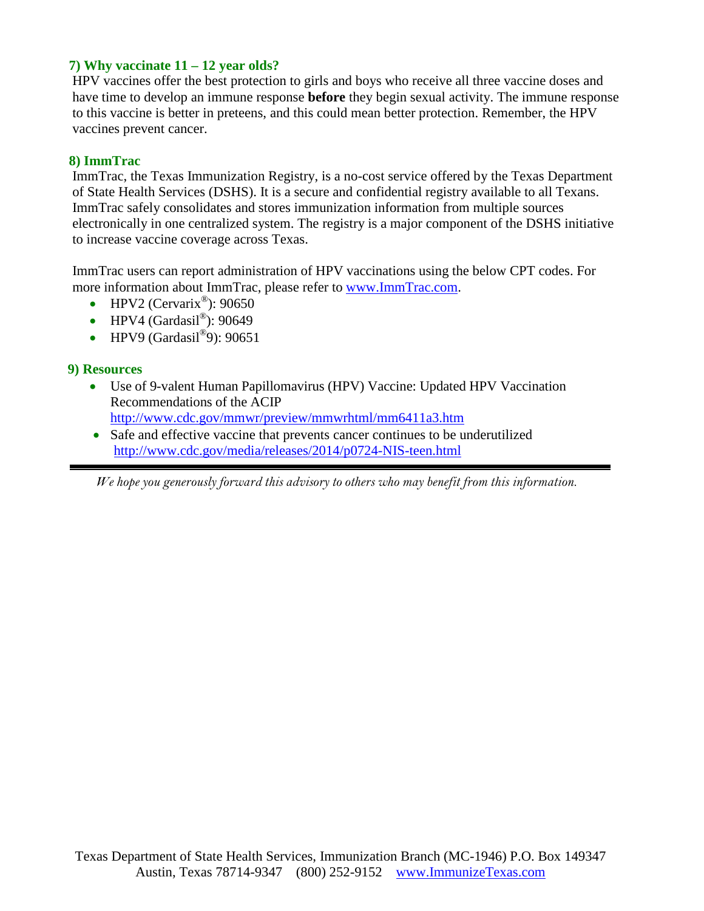### 7) Why vaccinate 11 – 12 year olds?

HPV vaccines offer the best protection to girls and boys who receive all three vaccine doses and have time to develop an immune response **before** they begin sexual activity. The immune response to this vaccine is better in preteens, and this could mean better protection. Remember, the HPV vaccines prevent cancer.

### 8) ImmTrac

ImmTrac, the Texas Immunization Registry, is a no-cost service offered by the Texas Department of State Health Services (DSHS). It is a secure and confidential registry available to all Texans. ImmTrac safely consolidates and stores immunization information from multiple sources electronically in one centralized system. The registry is a major component of the DSHS initiative to increase vaccine coverage across Texas.

ImmTrac users can report administration of HPV vaccinations using the below CPT codes. For more information about ImmTrac, please refer to [www.ImmTrac.com](http://www.ImmTrac.com).

- HPV2 (Cervarix®): 90650
- HPV4 (Gardasil®): 90649
- HPV9 (Gardasil®9): 90651

### 9) Resources

- Use of 9-valent Human Papillomavirus (HPV) Vaccine: Updated HPV Vaccination Recommendations of the ACIP
  http://www.cdc.gov/mmwr/preview/mmwrhtml/mm6411a3.htm
- Safe and effective vaccine that prevents cancer continues to be underutilized
  http://www.cdc.gov/media/releases/2014/p0724-NIS-teen.html

---

*We hope you generously forward this advisory to others who may benefit from this information.*

Texas Department of State Health Services, Immunization Branch (MC-1946) P.O. Box 149347
Austin, Texas 78714-9347 (800) 252-9152 [www.ImmunizeTexas.com](http://www.ImmunizeTexas.com)